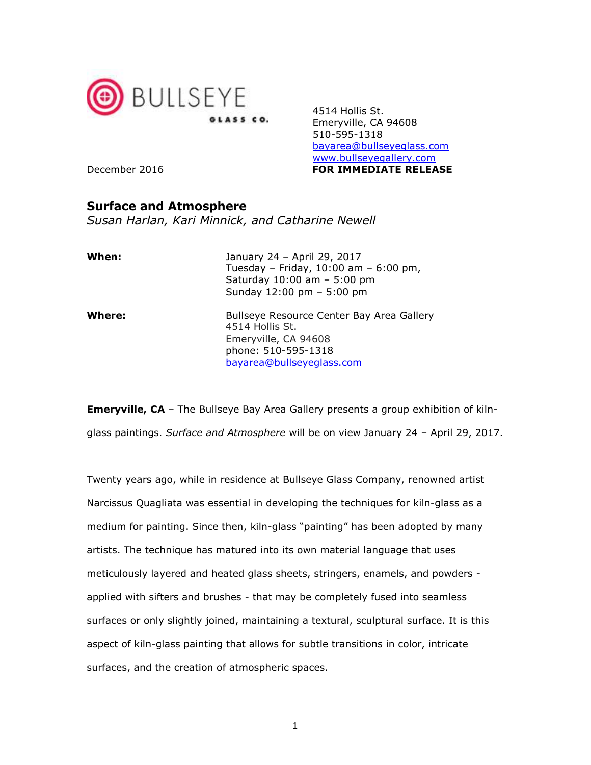BULLSEYE GLASS CO.

4514 Hollis St.
Emeryville, CA 94608
510-595-1318
bayarea@bullseyeglass.com
www.bullseyegallery.com

December 2016

**FOR IMMEDIATE RELEASE**

## Surface and Atmosphere

*Susan Harlan, Kari Minnick, and Catharine Newell*

**When:** January 24 – April 29, 2017
Tuesday – Friday, 10:00 am – 6:00 pm,
Saturday 10:00 am – 5:00 pm
Sunday 12:00 pm – 5:00 pm

**Where:** Bullseye Resource Center Bay Area Gallery
4514 Hollis St.
Emeryville, CA 94608
phone: 510-595-1318
bayarea@bullseyeglass.com

**Emeryville, CA** – The Bullseye Bay Area Gallery presents a group exhibition of kiln-glass paintings. *Surface and Atmosphere* will be on view January 24 – April 29, 2017.

Twenty years ago, while in residence at Bullseye Glass Company, renowned artist Narcissus Quagliata was essential in developing the techniques for kiln-glass as a medium for painting. Since then, kiln-glass "painting" has been adopted by many artists. The technique has matured into its own material language that uses meticulously layered and heated glass sheets, stringers, enamels, and powders - applied with sifters and brushes - that may be completely fused into seamless surfaces or only slightly joined, maintaining a textural, sculptural surface. It is this aspect of kiln-glass painting that allows for subtle transitions in color, intricate surfaces, and the creation of atmospheric spaces.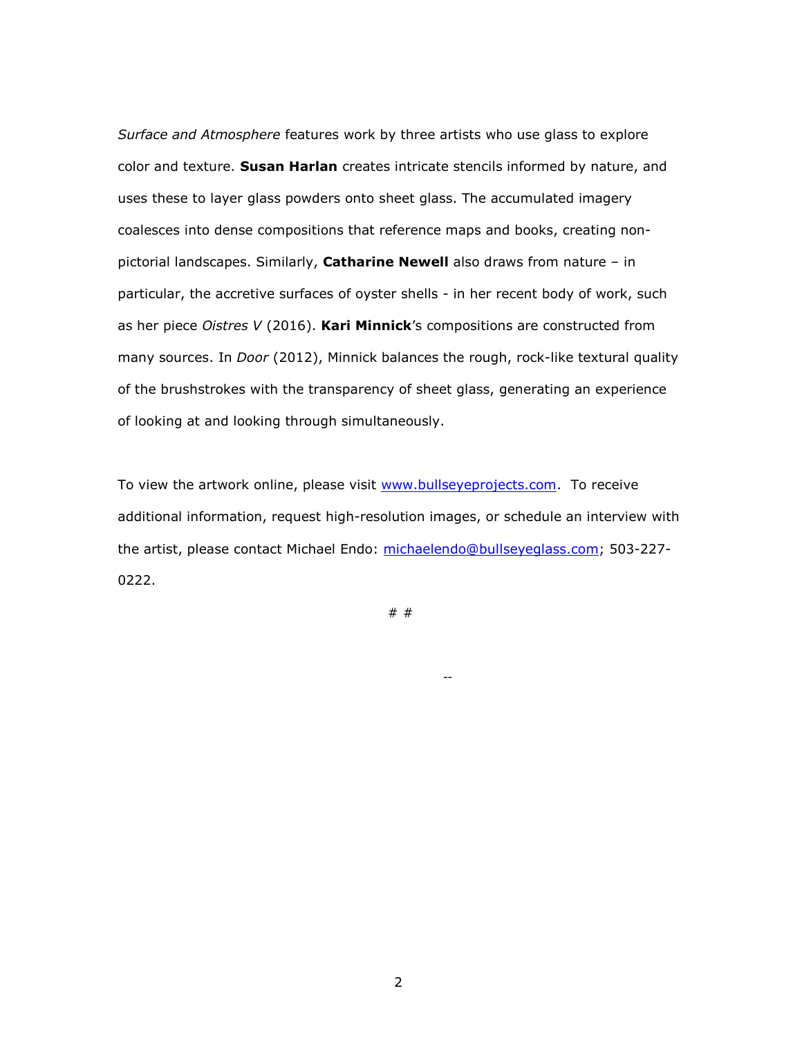*Surface and Atmosphere* features work by three artists who use glass to explore color and texture. **Susan Harlan** creates intricate stencils informed by nature, and uses these to layer glass powders onto sheet glass. The accumulated imagery coalesces into dense compositions that reference maps and books, creating non-pictorial landscapes. Similarly, **Catharine Newell** also draws from nature – in particular, the accretive surfaces of oyster shells - in her recent body of work, such as her piece *Oistres V* (2016). **Kari Minnick**'s compositions are constructed from many sources. In *Door* (2012), Minnick balances the rough, rock-like textural quality of the brushstrokes with the transparency of sheet glass, generating an experience of looking at and looking through simultaneously.

To view the artwork online, please visit [www.bullseyeprojects.com](http://www.bullseyeprojects.com). To receive additional information, request high-resolution images, or schedule an interview with the artist, please contact Michael Endo: [michaelendo@bullseyeglass.com](mailto:michaelendo@bullseyeglass.com); 503-227-0222.

# #

--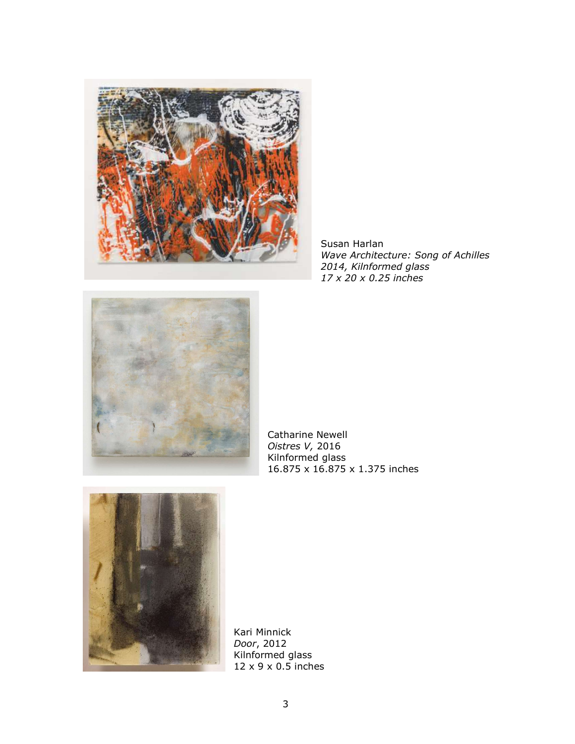Susan Harlan
*Wave Architecture: Song of Achilles*
*2014, Kilnformed glass*
*17 x 20 x 0.25 inches*

Catharine Newell
*Oistres V,* 2016
Kilnformed glass
16.875 x 16.875 x 1.375 inches

Kari Minnick
*Door*, 2012
Kilnformed glass
12 x 9 x 0.5 inches